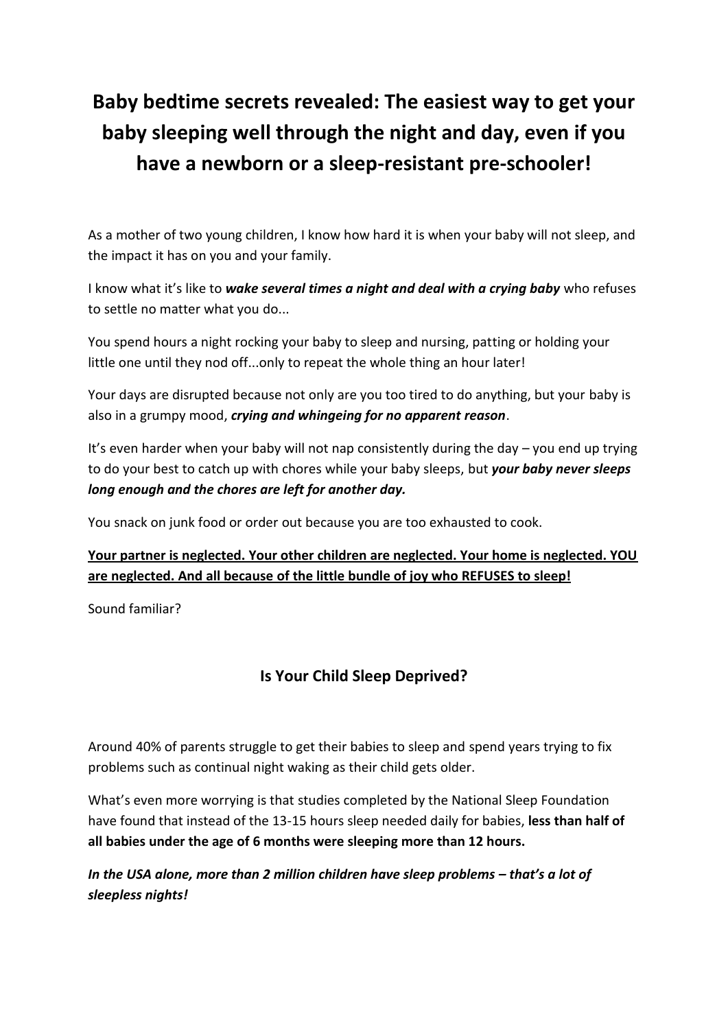# Baby bedtime secrets revealed: The easiest way to get your baby sleeping well through the night and day, even if you have a newborn or a sleep-resistant pre-schooler!

As a mother of two young children, I know how hard it is when your baby will not sleep, and the impact it has on you and your family.

I know what it's like to ***wake several times a night and deal with a crying baby*** who refuses to settle no matter what you do...

You spend hours a night rocking your baby to sleep and nursing, patting or holding your little one until they nod off...only to repeat the whole thing an hour later!

Your days are disrupted because not only are you too tired to do anything, but your baby is also in a grumpy mood, ***crying and whingeing for no apparent reason***.

It's even harder when your baby will not nap consistently during the day – you end up trying to do your best to catch up with chores while your baby sleeps, but ***your baby never sleeps long enough and the chores are left for another day.***

You snack on junk food or order out because you are too exhausted to cook.

<u>**Your partner is neglected. Your other children are neglected. Your home is neglected. YOU are neglected. And all because of the little bundle of joy who REFUSES to sleep!**</u>

Sound familiar?

## Is Your Child Sleep Deprived?

Around 40% of parents struggle to get their babies to sleep and spend years trying to fix problems such as continual night waking as their child gets older.

What's even more worrying is that studies completed by the National Sleep Foundation have found that instead of the 13-15 hours sleep needed daily for babies, **less than half of all babies under the age of 6 months were sleeping more than 12 hours.**

***In the USA alone, more than 2 million children have sleep problems – that's a lot of sleepless nights!***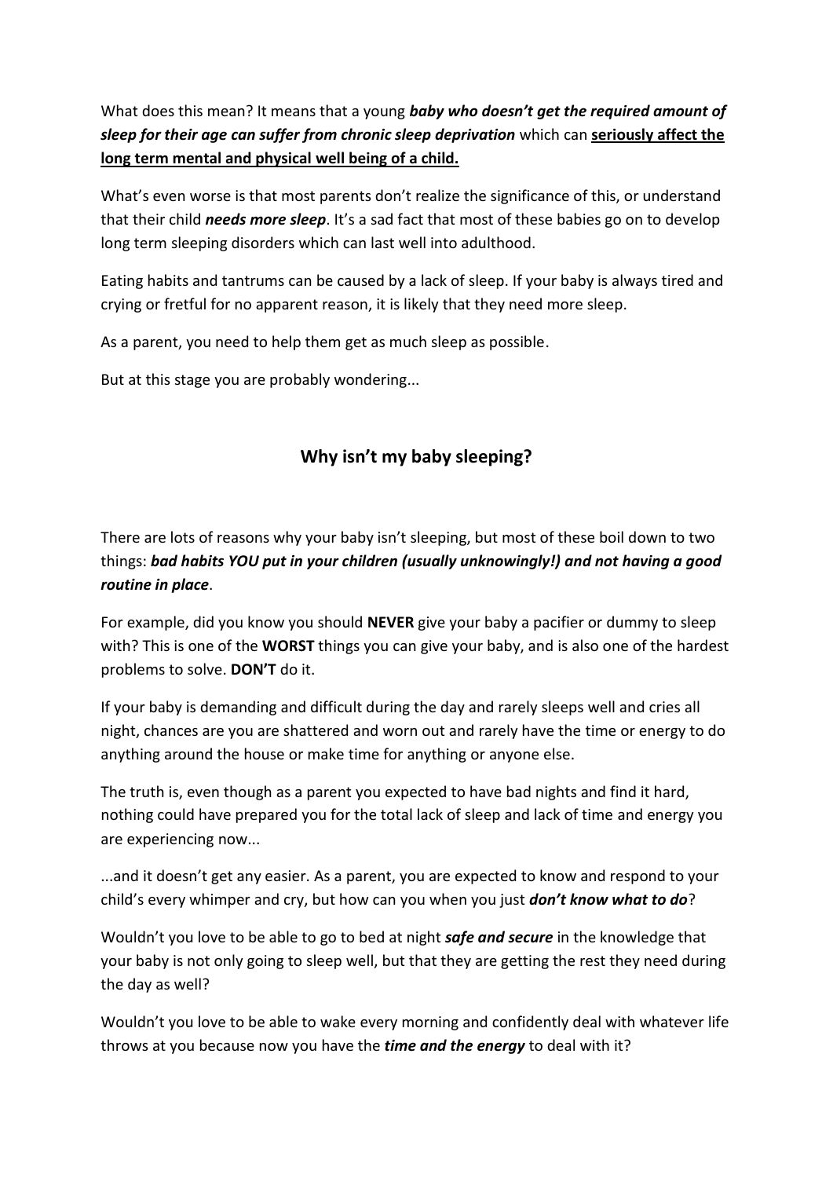What does this mean? It means that a young ***baby who doesn't get the required amount of sleep for their age can suffer from chronic sleep deprivation*** which can **<u>seriously affect the long term mental and physical well being of a child.</u>**

What's even worse is that most parents don't realize the significance of this, or understand that their child ***needs more sleep***. It's a sad fact that most of these babies go on to develop long term sleeping disorders which can last well into adulthood.

Eating habits and tantrums can be caused by a lack of sleep. If your baby is always tired and crying or fretful for no apparent reason, it is likely that they need more sleep.

As a parent, you need to help them get as much sleep as possible.

But at this stage you are probably wondering...

## Why isn't my baby sleeping?

There are lots of reasons why your baby isn't sleeping, but most of these boil down to two things: ***bad habits YOU put in your children (usually unknowingly!) and not having a good routine in place***.

For example, did you know you should **NEVER** give your baby a pacifier or dummy to sleep with? This is one of the **WORST** things you can give your baby, and is also one of the hardest problems to solve. **DON'T** do it.

If your baby is demanding and difficult during the day and rarely sleeps well and cries all night, chances are you are shattered and worn out and rarely have the time or energy to do anything around the house or make time for anything or anyone else.

The truth is, even though as a parent you expected to have bad nights and find it hard, nothing could have prepared you for the total lack of sleep and lack of time and energy you are experiencing now...

...and it doesn't get any easier. As a parent, you are expected to know and respond to your child's every whimper and cry, but how can you when you just ***don't know what to do***?

Wouldn't you love to be able to go to bed at night ***safe and secure*** in the knowledge that your baby is not only going to sleep well, but that they are getting the rest they need during the day as well?

Wouldn't you love to be able to wake every morning and confidently deal with whatever life throws at you because now you have the ***time and the energy*** to deal with it?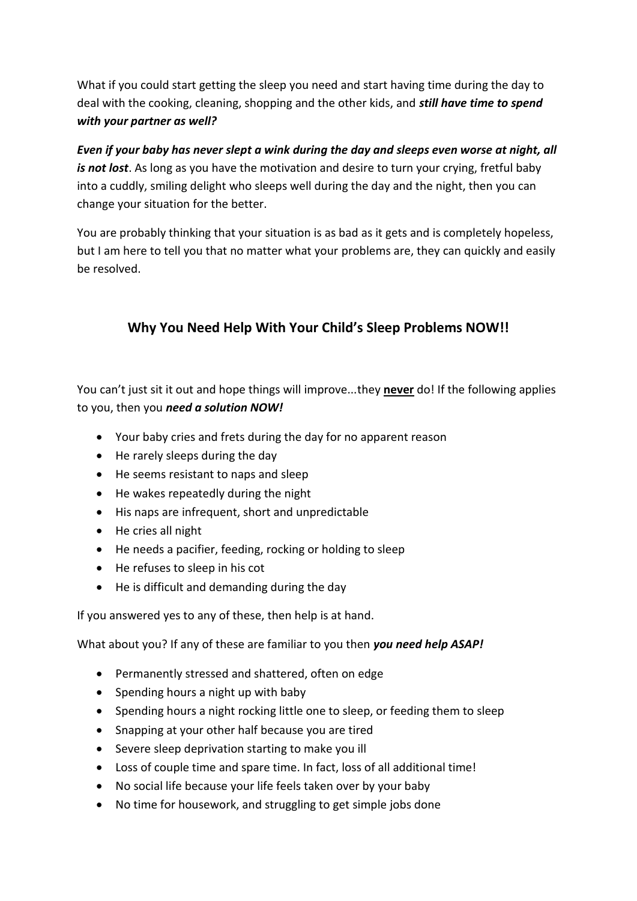What if you could start getting the sleep you need and start having time during the day to deal with the cooking, cleaning, shopping and the other kids, and ***still have time to spend with your partner as well?***

***Even if your baby has never slept a wink during the day and sleeps even worse at night, all is not lost***. As long as you have the motivation and desire to turn your crying, fretful baby into a cuddly, smiling delight who sleeps well during the day and the night, then you can change your situation for the better.

You are probably thinking that your situation is as bad as it gets and is completely hopeless, but I am here to tell you that no matter what your problems are, they can quickly and easily be resolved.

## Why You Need Help With Your Child's Sleep Problems NOW!!

You can't just sit it out and hope things will improve...they **<u>never</u>** do! If the following applies to you, then you ***need a solution NOW!***

- Your baby cries and frets during the day for no apparent reason
- He rarely sleeps during the day
- He seems resistant to naps and sleep
- He wakes repeatedly during the night
- His naps are infrequent, short and unpredictable
- He cries all night
- He needs a pacifier, feeding, rocking or holding to sleep
- He refuses to sleep in his cot
- He is difficult and demanding during the day

If you answered yes to any of these, then help is at hand.

What about you? If any of these are familiar to you then ***you need help ASAP!***

- Permanently stressed and shattered, often on edge
- Spending hours a night up with baby
- Spending hours a night rocking little one to sleep, or feeding them to sleep
- Snapping at your other half because you are tired
- Severe sleep deprivation starting to make you ill
- Loss of couple time and spare time. In fact, loss of all additional time!
- No social life because your life feels taken over by your baby
- No time for housework, and struggling to get simple jobs done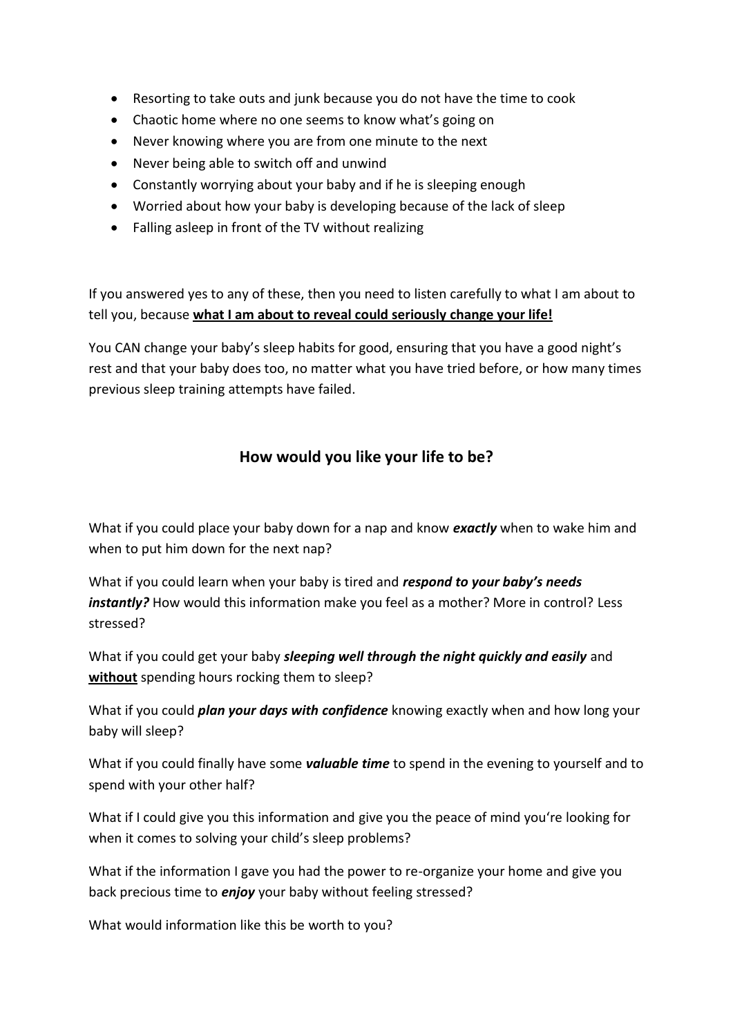- Resorting to take outs and junk because you do not have the time to cook
- Chaotic home where no one seems to know what's going on
- Never knowing where you are from one minute to the next
- Never being able to switch off and unwind
- Constantly worrying about your baby and if he is sleeping enough
- Worried about how your baby is developing because of the lack of sleep
- Falling asleep in front of the TV without realizing

If you answered yes to any of these, then you need to listen carefully to what I am about to tell you, because <u>**what I am about to reveal could seriously change your life!**</u>

You CAN change your baby's sleep habits for good, ensuring that you have a good night's rest and that your baby does too, no matter what you have tried before, or how many times previous sleep training attempts have failed.

## How would you like your life to be?

What if you could place your baby down for a nap and know ***exactly*** when to wake him and when to put him down for the next nap?

What if you could learn when your baby is tired and ***respond to your baby's needs instantly?*** How would this information make you feel as a mother? More in control? Less stressed?

What if you could get your baby ***sleeping well through the night quickly and easily*** and <u>**without**</u> spending hours rocking them to sleep?

What if you could ***plan your days with confidence*** knowing exactly when and how long your baby will sleep?

What if you could finally have some ***valuable time*** to spend in the evening to yourself and to spend with your other half?

What if I could give you this information and give you the peace of mind you're looking for when it comes to solving your child's sleep problems?

What if the information I gave you had the power to re-organize your home and give you back precious time to ***enjoy*** your baby without feeling stressed?

What would information like this be worth to you?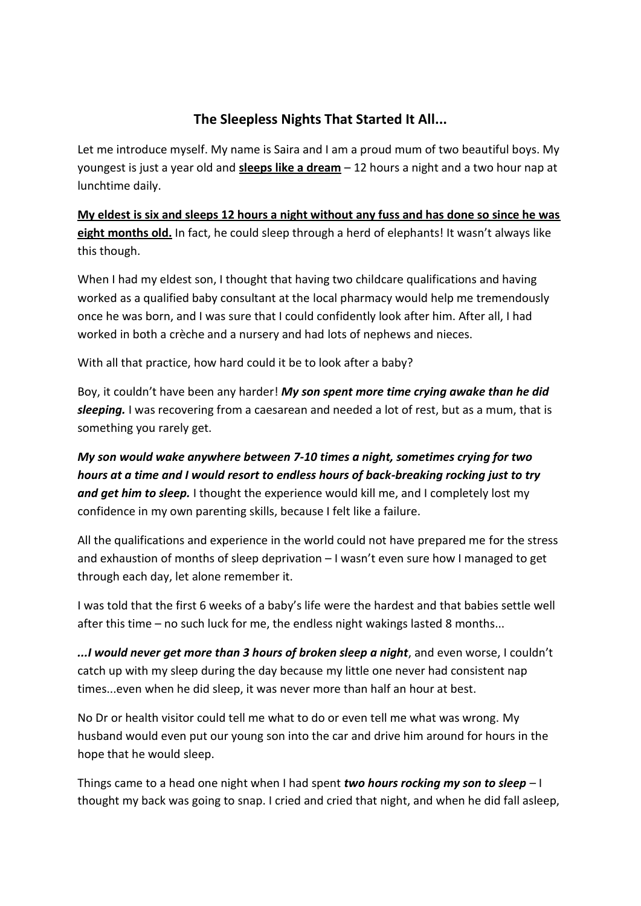## The Sleepless Nights That Started It All...

Let me introduce myself. My name is Saira and I am a proud mum of two beautiful boys. My youngest is just a year old and <u>**sleeps like a dream**</u> – 12 hours a night and a two hour nap at lunchtime daily.

<u>**My eldest is six and sleeps 12 hours a night without any fuss and has done so since he was eight months old.**</u> In fact, he could sleep through a herd of elephants! It wasn't always like this though.

When I had my eldest son, I thought that having two childcare qualifications and having worked as a qualified baby consultant at the local pharmacy would help me tremendously once he was born, and I was sure that I could confidently look after him. After all, I had worked in both a crèche and a nursery and had lots of nephews and nieces.

With all that practice, how hard could it be to look after a baby?

Boy, it couldn't have been any harder! ***My son spent more time crying awake than he did sleeping.*** I was recovering from a caesarean and needed a lot of rest, but as a mum, that is something you rarely get.

***My son would wake anywhere between 7-10 times a night, sometimes crying for two hours at a time and I would resort to endless hours of back-breaking rocking just to try and get him to sleep.*** I thought the experience would kill me, and I completely lost my confidence in my own parenting skills, because I felt like a failure.

All the qualifications and experience in the world could not have prepared me for the stress and exhaustion of months of sleep deprivation – I wasn't even sure how I managed to get through each day, let alone remember it.

I was told that the first 6 weeks of a baby's life were the hardest and that babies settle well after this time – no such luck for me, the endless night wakings lasted 8 months...

***...I would never get more than 3 hours of broken sleep a night***, and even worse, I couldn't catch up with my sleep during the day because my little one never had consistent nap times...even when he did sleep, it was never more than half an hour at best.

No Dr or health visitor could tell me what to do or even tell me what was wrong. My husband would even put our young son into the car and drive him around for hours in the hope that he would sleep.

Things came to a head one night when I had spent ***two hours rocking my son to sleep*** – I thought my back was going to snap. I cried and cried that night, and when he did fall asleep,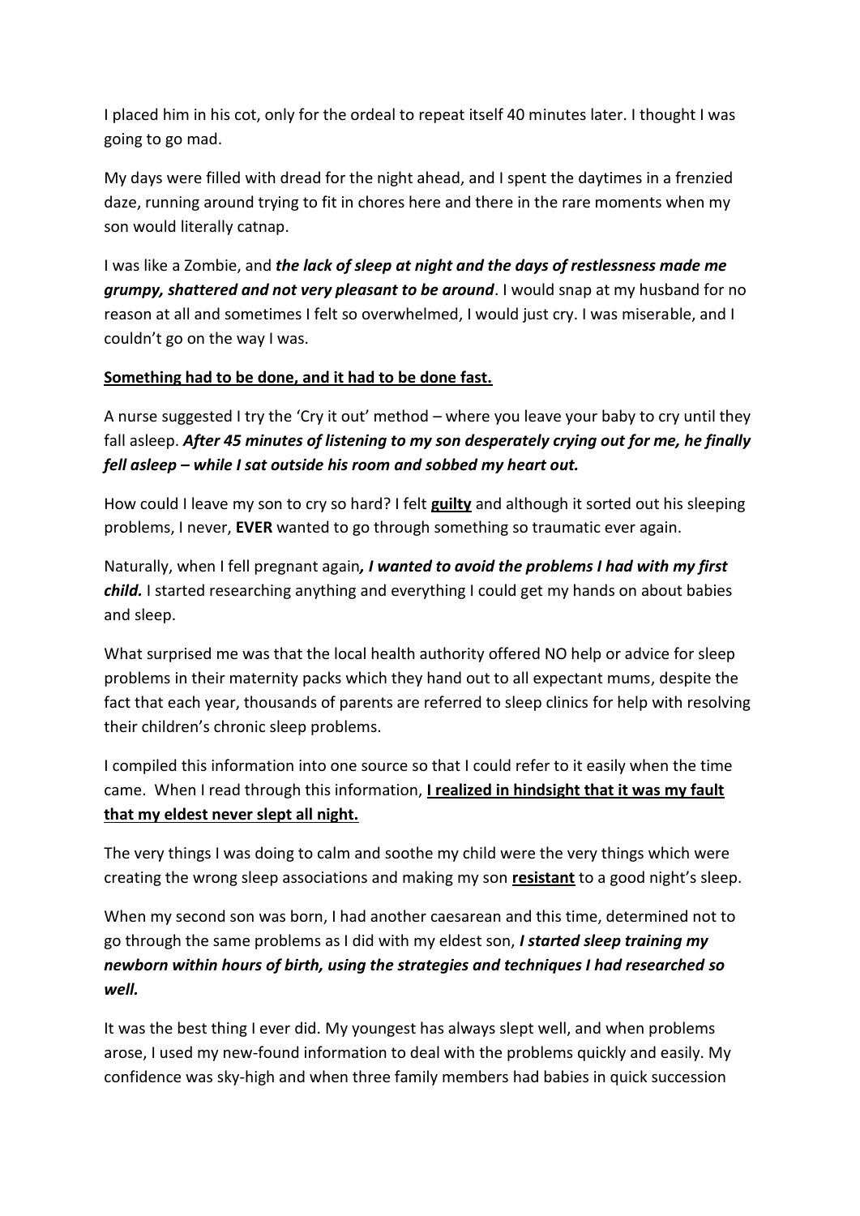I placed him in his cot, only for the ordeal to repeat itself 40 minutes later. I thought I was going to go mad.

My days were filled with dread for the night ahead, and I spent the daytimes in a frenzied daze, running around trying to fit in chores here and there in the rare moments when my son would literally catnap.

I was like a Zombie, and ***the lack of sleep at night and the days of restlessness made me grumpy, shattered and not very pleasant to be around***. I would snap at my husband for no reason at all and sometimes I felt so overwhelmed, I would just cry. I was miserable, and I couldn't go on the way I was.

<u>**Something had to be done, and it had to be done fast.**</u>

A nurse suggested I try the 'Cry it out' method – where you leave your baby to cry until they fall asleep. ***After 45 minutes of listening to my son desperately crying out for me, he finally fell asleep – while I sat outside his room and sobbed my heart out.***

How could I leave my son to cry so hard? I felt <u>**guilty**</u> and although it sorted out his sleeping problems, I never, **EVER** wanted to go through something so traumatic ever again.

Naturally, when I fell pregnant again***, I wanted to avoid the problems I had with my first child.*** I started researching anything and everything I could get my hands on about babies and sleep.

What surprised me was that the local health authority offered NO help or advice for sleep problems in their maternity packs which they hand out to all expectant mums, despite the fact that each year, thousands of parents are referred to sleep clinics for help with resolving their children's chronic sleep problems.

I compiled this information into one source so that I could refer to it easily when the time came. When I read through this information, <u>**I realized in hindsight that it was my fault that my eldest never slept all night.**</u>

The very things I was doing to calm and soothe my child were the very things which were creating the wrong sleep associations and making my son <u>**resistant**</u> to a good night's sleep.

When my second son was born, I had another caesarean and this time, determined not to go through the same problems as I did with my eldest son, ***I started sleep training my newborn within hours of birth, using the strategies and techniques I had researched so well.***

It was the best thing I ever did. My youngest has always slept well, and when problems arose, I used my new-found information to deal with the problems quickly and easily. My confidence was sky-high and when three family members had babies in quick succession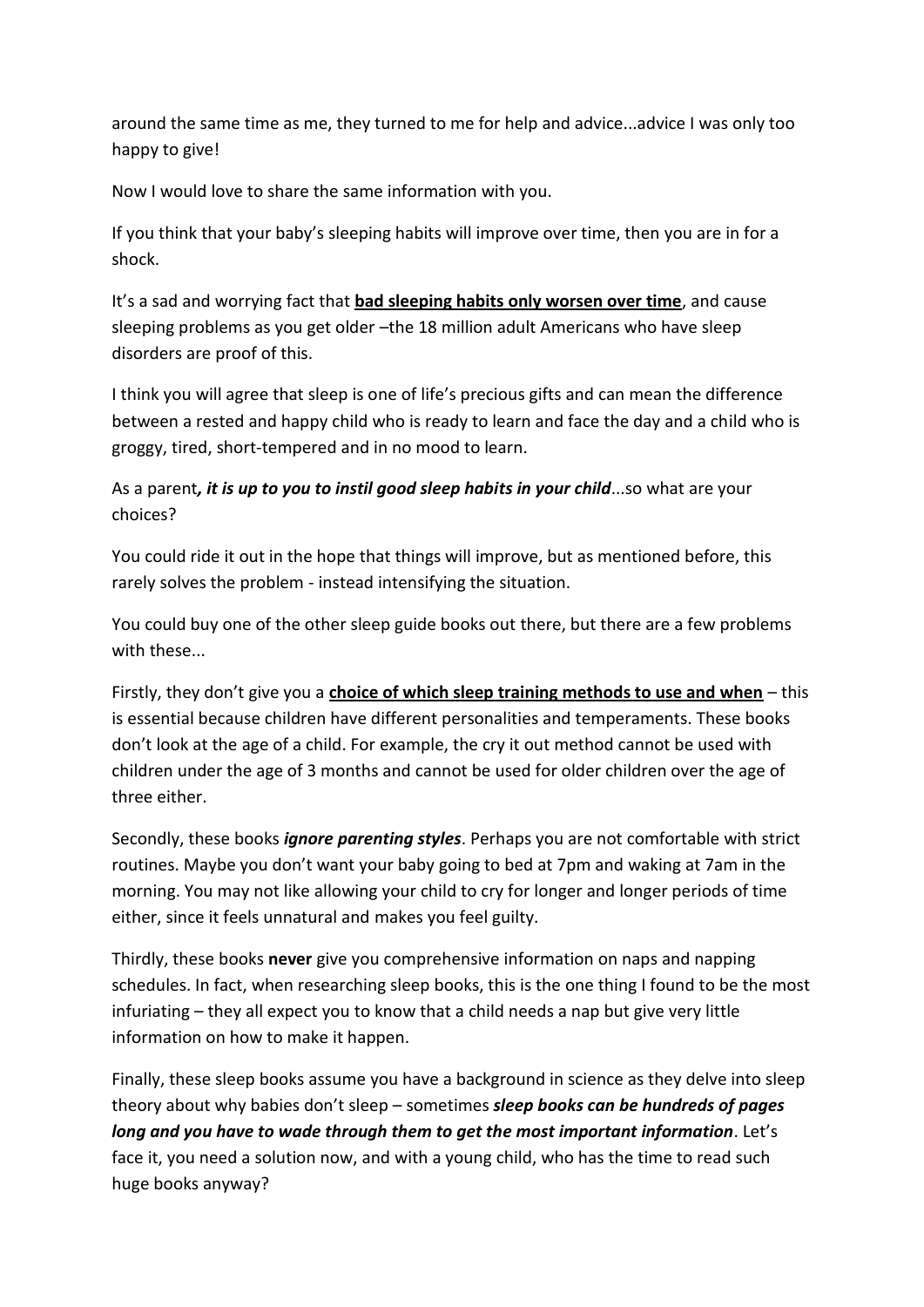around the same time as me, they turned to me for help and advice...advice I was only too happy to give!

Now I would love to share the same information with you.

If you think that your baby's sleeping habits will improve over time, then you are in for a shock.

It's a sad and worrying fact that **bad sleeping habits only worsen over time**, and cause sleeping problems as you get older –the 18 million adult Americans who have sleep disorders are proof of this.

I think you will agree that sleep is one of life's precious gifts and can mean the difference between a rested and happy child who is ready to learn and face the day and a child who is groggy, tired, short-tempered and in no mood to learn.

As a parent***, it is up to you to instil good sleep habits in your child***...so what are your choices?

You could ride it out in the hope that things will improve, but as mentioned before, this rarely solves the problem - instead intensifying the situation.

You could buy one of the other sleep guide books out there, but there are a few problems with these...

Firstly, they don't give you a **choice of which sleep training methods to use and when** – this is essential because children have different personalities and temperaments. These books don't look at the age of a child. For example, the cry it out method cannot be used with children under the age of 3 months and cannot be used for older children over the age of three either.

Secondly, these books ***ignore parenting styles***. Perhaps you are not comfortable with strict routines. Maybe you don't want your baby going to bed at 7pm and waking at 7am in the morning. You may not like allowing your child to cry for longer and longer periods of time either, since it feels unnatural and makes you feel guilty.

Thirdly, these books **never** give you comprehensive information on naps and napping schedules. In fact, when researching sleep books, this is the one thing I found to be the most infuriating – they all expect you to know that a child needs a nap but give very little information on how to make it happen.

Finally, these sleep books assume you have a background in science as they delve into sleep theory about why babies don't sleep – sometimes ***sleep books can be hundreds of pages long and you have to wade through them to get the most important information***. Let's face it, you need a solution now, and with a young child, who has the time to read such huge books anyway?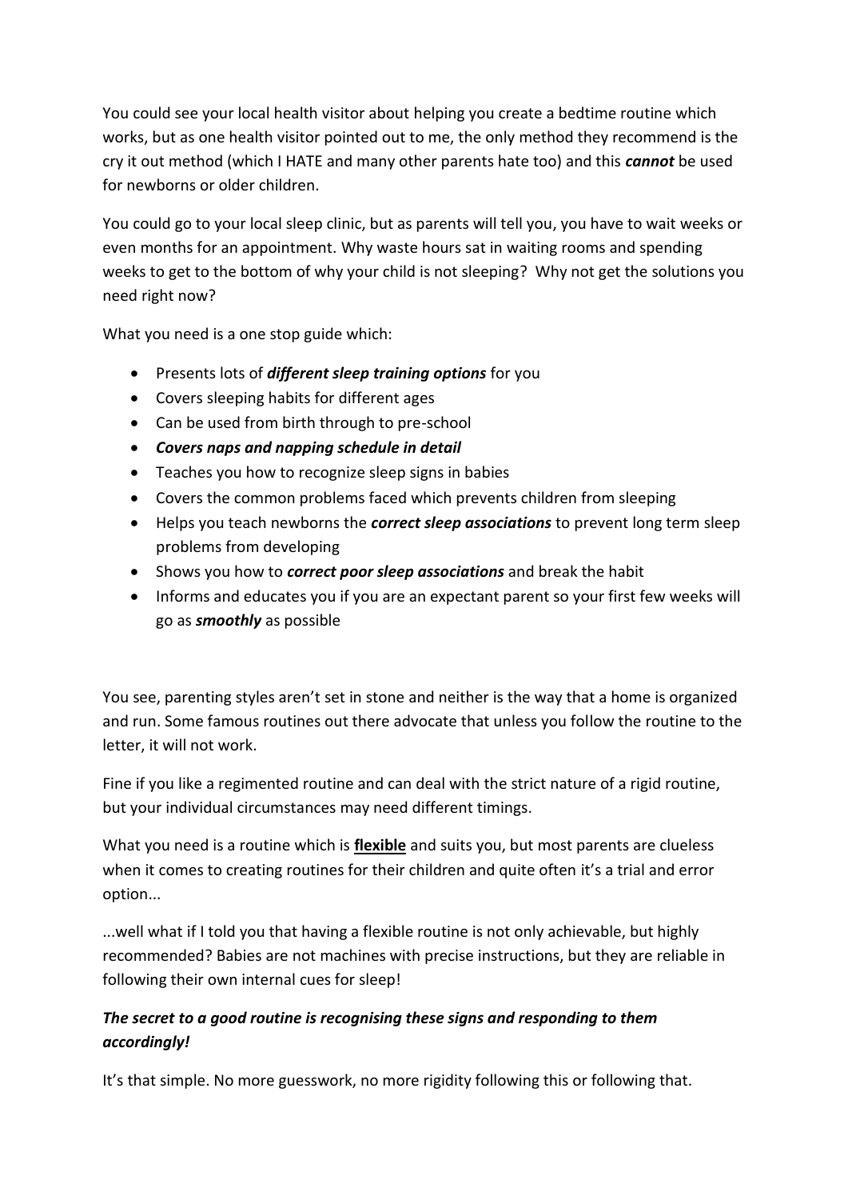You could see your local health visitor about helping you create a bedtime routine which works, but as one health visitor pointed out to me, the only method they recommend is the cry it out method (which I HATE and many other parents hate too) and this ***cannot*** be used for newborns or older children.

You could go to your local sleep clinic, but as parents will tell you, you have to wait weeks or even months for an appointment. Why waste hours sat in waiting rooms and spending weeks to get to the bottom of why your child is not sleeping? Why not get the solutions you need right now?

What you need is a one stop guide which:

- Presents lots of ***different sleep training options*** for you
- Covers sleeping habits for different ages
- Can be used from birth through to pre-school
- ***Covers naps and napping schedule in detail***
- Teaches you how to recognize sleep signs in babies
- Covers the common problems faced which prevents children from sleeping
- Helps you teach newborns the ***correct sleep associations*** to prevent long term sleep problems from developing
- Shows you how to ***correct poor sleep associations*** and break the habit
- Informs and educates you if you are an expectant parent so your first few weeks will go as ***smoothly*** as possible

You see, parenting styles aren't set in stone and neither is the way that a home is organized and run. Some famous routines out there advocate that unless you follow the routine to the letter, it will not work.

Fine if you like a regimented routine and can deal with the strict nature of a rigid routine, but your individual circumstances may need different timings.

What you need is a routine which is <u>**flexible**</u> and suits you, but most parents are clueless when it comes to creating routines for their children and quite often it's a trial and error option...

...well what if I told you that having a flexible routine is not only achievable, but highly recommended? Babies are not machines with precise instructions, but they are reliable in following their own internal cues for sleep!

***The secret to a good routine is recognising these signs and responding to them accordingly!***

It's that simple. No more guesswork, no more rigidity following this or following that.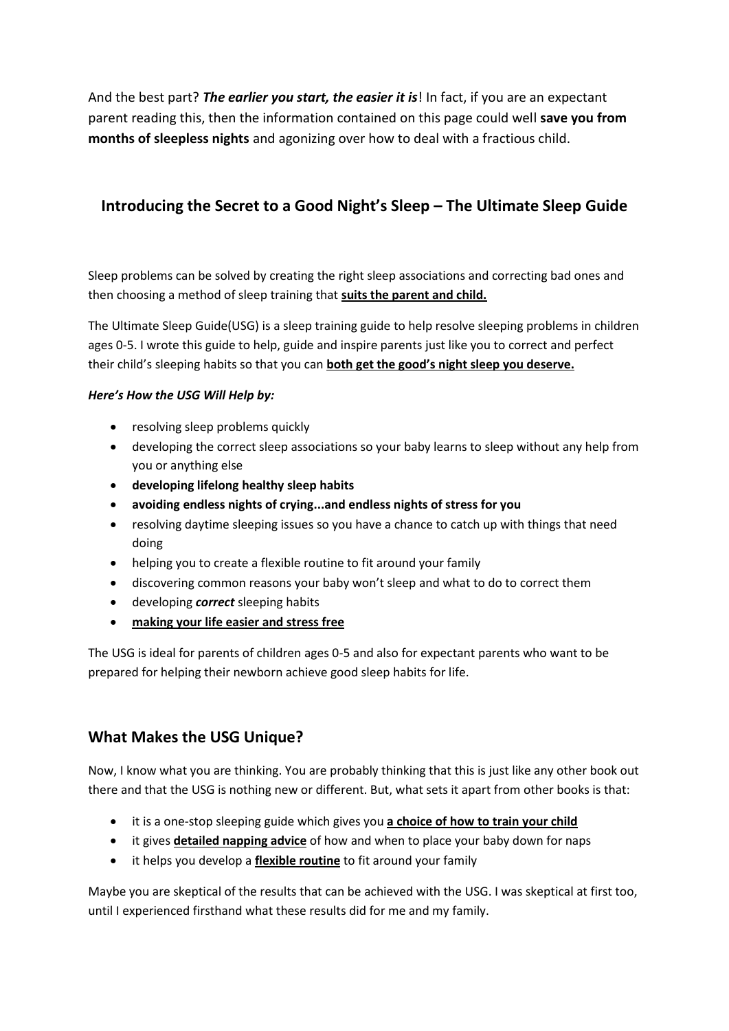And the best part? ***The earlier you start, the easier it is***! In fact, if you are an expectant parent reading this, then the information contained on this page could well **save you from months of sleepless nights** and agonizing over how to deal with a fractious child.

## Introducing the Secret to a Good Night's Sleep – The Ultimate Sleep Guide

Sleep problems can be solved by creating the right sleep associations and correcting bad ones and then choosing a method of sleep training that <u>**suits the parent and child.**</u>

The Ultimate Sleep Guide(USG) is a sleep training guide to help resolve sleeping problems in children ages 0-5. I wrote this guide to help, guide and inspire parents just like you to correct and perfect their child's sleeping habits so that you can <u>**both get the good's night sleep you deserve.**</u>

***Here's How the USG Will Help by:***

- resolving sleep problems quickly
- developing the correct sleep associations so your baby learns to sleep without any help from you or anything else
- **developing lifelong healthy sleep habits**
- **avoiding endless nights of crying...and endless nights of stress for you**
- resolving daytime sleeping issues so you have a chance to catch up with things that need doing
- helping you to create a flexible routine to fit around your family
- discovering common reasons your baby won't sleep and what to do to correct them
- developing ***correct*** sleeping habits
- <u>**making your life easier and stress free**</u>

The USG is ideal for parents of children ages 0-5 and also for expectant parents who want to be prepared for helping their newborn achieve good sleep habits for life.

## What Makes the USG Unique?

Now, I know what you are thinking. You are probably thinking that this is just like any other book out there and that the USG is nothing new or different. But, what sets it apart from other books is that:

- it is a one-stop sleeping guide which gives you <u>**a choice of how to train your child**</u>
- it gives <u>**detailed napping advice**</u> of how and when to place your baby down for naps
- it helps you develop a <u>**flexible routine**</u> to fit around your family

Maybe you are skeptical of the results that can be achieved with the USG. I was skeptical at first too, until I experienced firsthand what these results did for me and my family.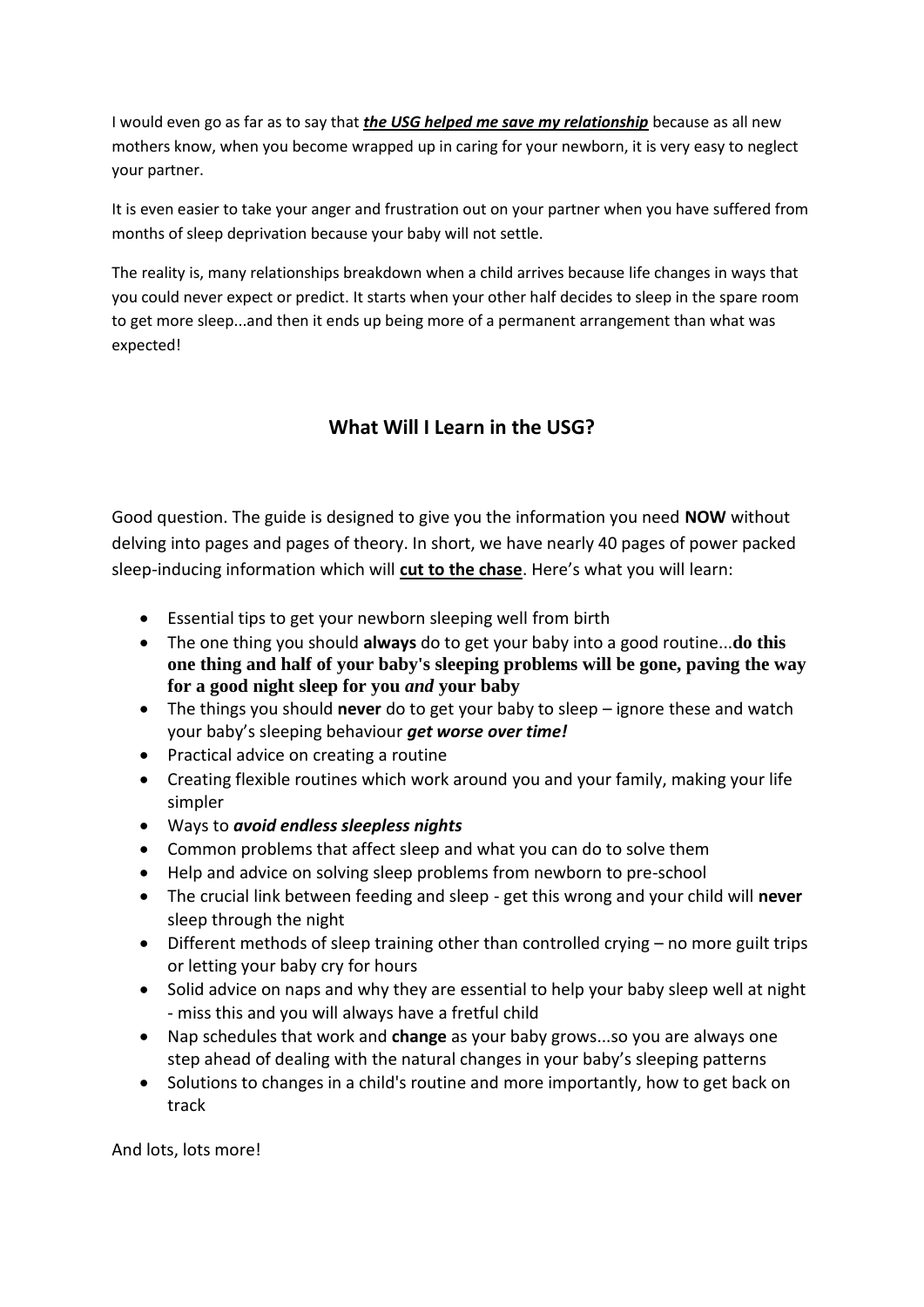I would even go as far as to say that ***the USG helped me save my relationship*** because as all new mothers know, when you become wrapped up in caring for your newborn, it is very easy to neglect your partner.

It is even easier to take your anger and frustration out on your partner when you have suffered from months of sleep deprivation because your baby will not settle.

The reality is, many relationships breakdown when a child arrives because life changes in ways that you could never expect or predict. It starts when your other half decides to sleep in the spare room to get more sleep...and then it ends up being more of a permanent arrangement than what was expected!

## What Will I Learn in the USG?

Good question. The guide is designed to give you the information you need **NOW** without delving into pages and pages of theory. In short, we have nearly 40 pages of power packed sleep-inducing information which will **cut to the chase**. Here's what you will learn:

- Essential tips to get your newborn sleeping well from birth
- The one thing you should **always** do to get your baby into a good routine...**do this one thing and half of your baby's sleeping problems will be gone, paving the way for a good night sleep for you *and* your baby**
- The things you should **never** do to get your baby to sleep – ignore these and watch your baby's sleeping behaviour ***get worse over time!***
- Practical advice on creating a routine
- Creating flexible routines which work around you and your family, making your life simpler
- Ways to ***avoid endless sleepless nights***
- Common problems that affect sleep and what you can do to solve them
- Help and advice on solving sleep problems from newborn to pre-school
- The crucial link between feeding and sleep - get this wrong and your child will **never** sleep through the night
- Different methods of sleep training other than controlled crying – no more guilt trips or letting your baby cry for hours
- Solid advice on naps and why they are essential to help your baby sleep well at night - miss this and you will always have a fretful child
- Nap schedules that work and **change** as your baby grows...so you are always one step ahead of dealing with the natural changes in your baby's sleeping patterns
- Solutions to changes in a child's routine and more importantly, how to get back on track

And lots, lots more!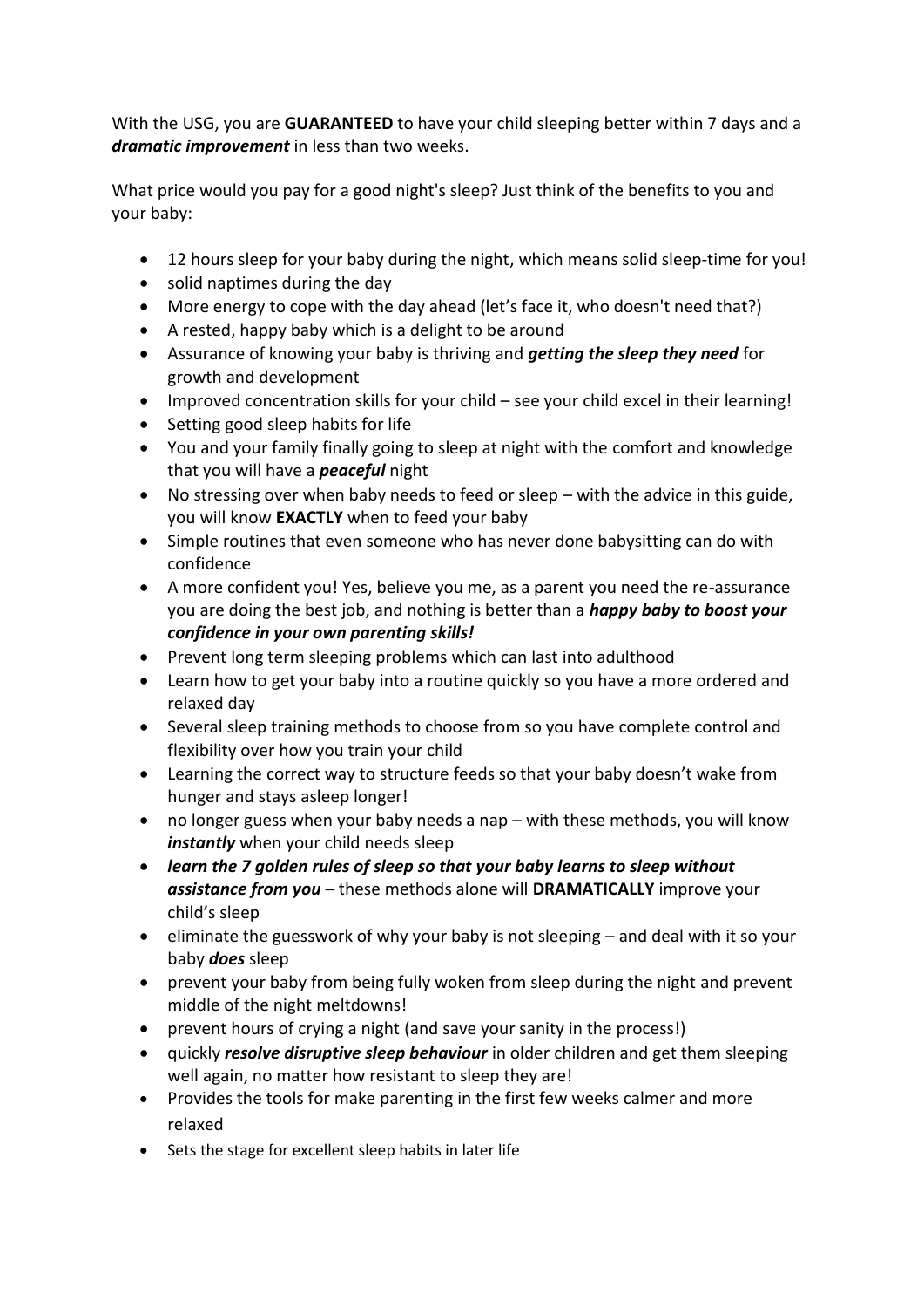With the USG, you are **GUARANTEED** to have your child sleeping better within 7 days and a ***dramatic improvement*** in less than two weeks.

What price would you pay for a good night's sleep? Just think of the benefits to you and your baby:

- 12 hours sleep for your baby during the night, which means solid sleep-time for you!
- solid naptimes during the day
- More energy to cope with the day ahead (let's face it, who doesn't need that?)
- A rested, happy baby which is a delight to be around
- Assurance of knowing your baby is thriving and ***getting the sleep they need*** for growth and development
- Improved concentration skills for your child – see your child excel in their learning!
- Setting good sleep habits for life
- You and your family finally going to sleep at night with the comfort and knowledge that you will have a ***peaceful*** night
- No stressing over when baby needs to feed or sleep – with the advice in this guide, you will know **EXACTLY** when to feed your baby
- Simple routines that even someone who has never done babysitting can do with confidence
- A more confident you! Yes, believe you me, as a parent you need the re-assurance you are doing the best job, and nothing is better than a ***happy baby to boost your confidence in your own parenting skills!***
- Prevent long term sleeping problems which can last into adulthood
- Learn how to get your baby into a routine quickly so you have a more ordered and relaxed day
- Several sleep training methods to choose from so you have complete control and flexibility over how you train your child
- Learning the correct way to structure feeds so that your baby doesn't wake from hunger and stays asleep longer!
- no longer guess when your baby needs a nap – with these methods, you will know ***instantly*** when your child needs sleep
- ***learn the 7 golden rules of sleep so that your baby learns to sleep without assistance from you –*** these methods alone will **DRAMATICALLY** improve your child's sleep
- eliminate the guesswork of why your baby is not sleeping – and deal with it so your baby ***does*** sleep
- prevent your baby from being fully woken from sleep during the night and prevent middle of the night meltdowns!
- prevent hours of crying a night (and save your sanity in the process!)
- quickly ***resolve disruptive sleep behaviour*** in older children and get them sleeping well again, no matter how resistant to sleep they are!
- Provides the tools for make parenting in the first few weeks calmer and more relaxed
- Sets the stage for excellent sleep habits in later life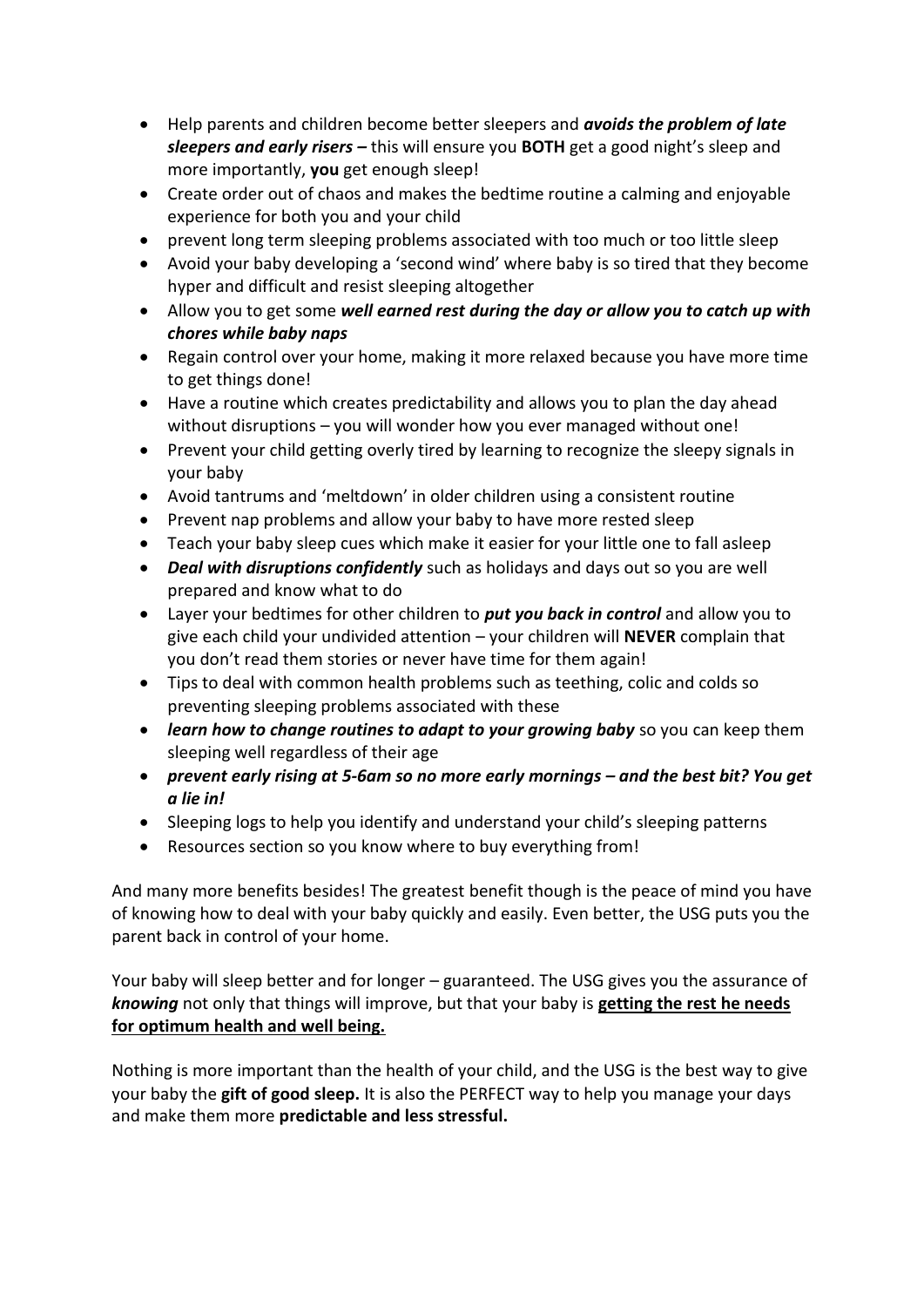- Help parents and children become better sleepers and ***avoids the problem of late sleepers and early risers –*** this will ensure you **BOTH** get a good night's sleep and more importantly, **you** get enough sleep!
- Create order out of chaos and makes the bedtime routine a calming and enjoyable experience for both you and your child
- prevent long term sleeping problems associated with too much or too little sleep
- Avoid your baby developing a 'second wind' where baby is so tired that they become hyper and difficult and resist sleeping altogether
- Allow you to get some ***well earned rest during the day or allow you to catch up with chores while baby naps***
- Regain control over your home, making it more relaxed because you have more time to get things done!
- Have a routine which creates predictability and allows you to plan the day ahead without disruptions – you will wonder how you ever managed without one!
- Prevent your child getting overly tired by learning to recognize the sleepy signals in your baby
- Avoid tantrums and 'meltdown' in older children using a consistent routine
- Prevent nap problems and allow your baby to have more rested sleep
- Teach your baby sleep cues which make it easier for your little one to fall asleep
- ***Deal with disruptions confidently*** such as holidays and days out so you are well prepared and know what to do
- Layer your bedtimes for other children to ***put you back in control*** and allow you to give each child your undivided attention – your children will **NEVER** complain that you don't read them stories or never have time for them again!
- Tips to deal with common health problems such as teething, colic and colds so preventing sleeping problems associated with these
- ***learn how to change routines to adapt to your growing baby*** so you can keep them sleeping well regardless of their age
- ***prevent early rising at 5-6am so no more early mornings – and the best bit? You get a lie in!***
- Sleeping logs to help you identify and understand your child's sleeping patterns
- Resources section so you know where to buy everything from!

And many more benefits besides! The greatest benefit though is the peace of mind you have of knowing how to deal with your baby quickly and easily. Even better, the USG puts you the parent back in control of your home.

Your baby will sleep better and for longer – guaranteed. The USG gives you the assurance of ***knowing*** not only that things will improve, but that your baby is <u>**getting the rest he needs for optimum health and well being.**</u>

Nothing is more important than the health of your child, and the USG is the best way to give your baby the **gift of good sleep.** It is also the PERFECT way to help you manage your days and make them more **predictable and less stressful.**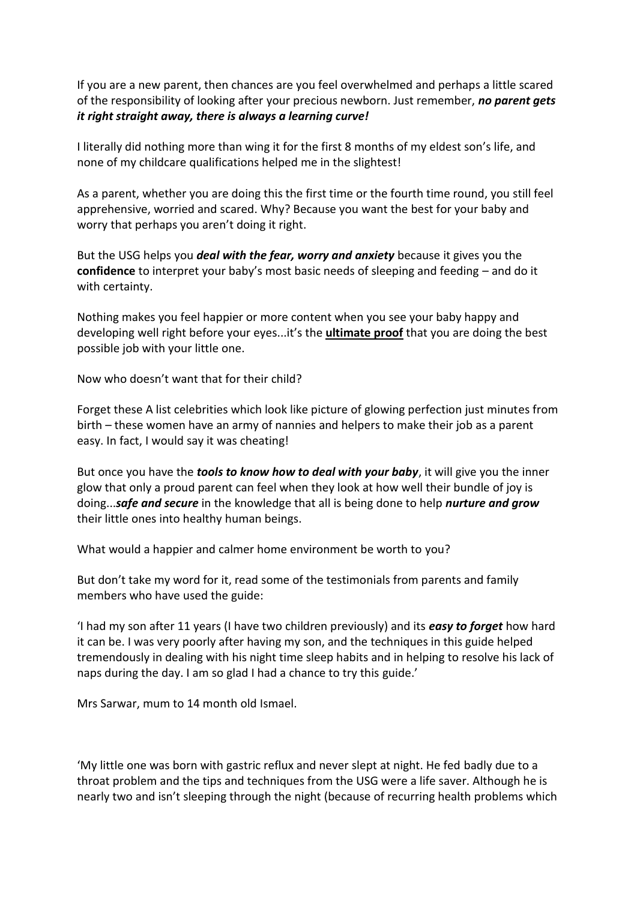If you are a new parent, then chances are you feel overwhelmed and perhaps a little scared of the responsibility of looking after your precious newborn. Just remember, ***no parent gets it right straight away, there is always a learning curve!***

I literally did nothing more than wing it for the first 8 months of my eldest son's life, and none of my childcare qualifications helped me in the slightest!

As a parent, whether you are doing this the first time or the fourth time round, you still feel apprehensive, worried and scared. Why? Because you want the best for your baby and worry that perhaps you aren't doing it right.

But the USG helps you ***deal with the fear, worry and anxiety*** because it gives you the **confidence** to interpret your baby's most basic needs of sleeping and feeding – and do it with certainty.

Nothing makes you feel happier or more content when you see your baby happy and developing well right before your eyes...it's the <u>**ultimate proof**</u> that you are doing the best possible job with your little one.

Now who doesn't want that for their child?

Forget these A list celebrities which look like picture of glowing perfection just minutes from birth – these women have an army of nannies and helpers to make their job as a parent easy. In fact, I would say it was cheating!

But once you have the ***tools to know how to deal with your baby***, it will give you the inner glow that only a proud parent can feel when they look at how well their bundle of joy is doing...***safe and secure*** in the knowledge that all is being done to help ***nurture and grow*** their little ones into healthy human beings.

What would a happier and calmer home environment be worth to you?

But don't take my word for it, read some of the testimonials from parents and family members who have used the guide:

'I had my son after 11 years (I have two children previously) and its ***easy to forget*** how hard it can be. I was very poorly after having my son, and the techniques in this guide helped tremendously in dealing with his night time sleep habits and in helping to resolve his lack of naps during the day. I am so glad I had a chance to try this guide.'

Mrs Sarwar, mum to 14 month old Ismael.

'My little one was born with gastric reflux and never slept at night. He fed badly due to a throat problem and the tips and techniques from the USG were a life saver. Although he is nearly two and isn't sleeping through the night (because of recurring health problems which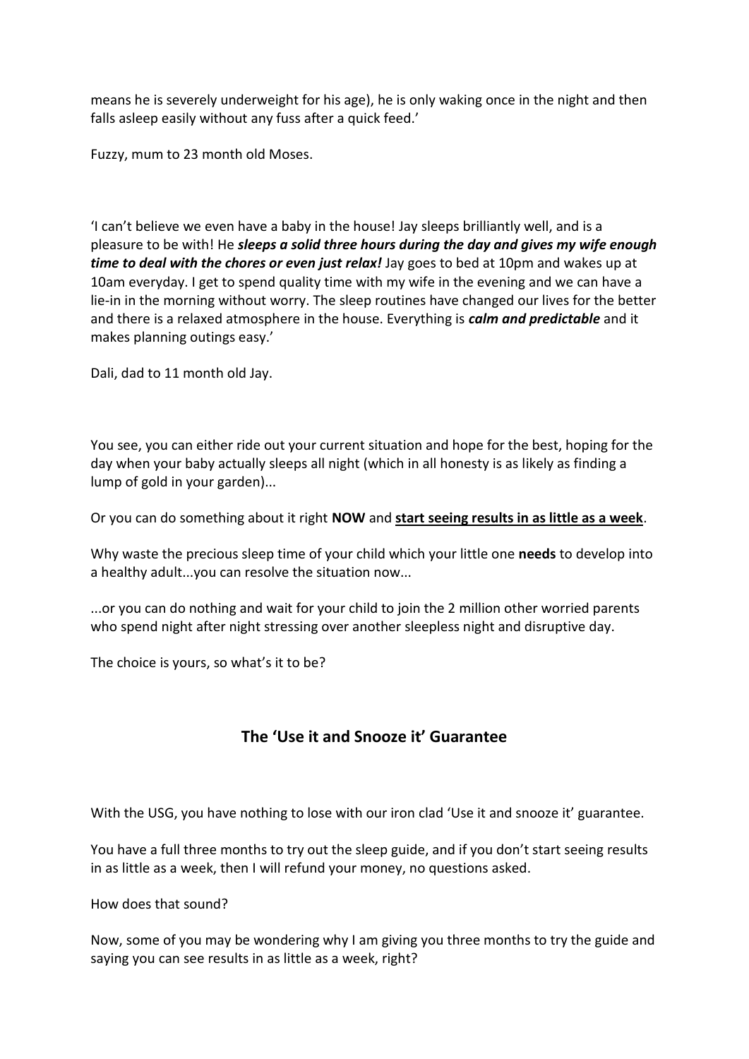means he is severely underweight for his age), he is only waking once in the night and then falls asleep easily without any fuss after a quick feed.'

Fuzzy, mum to 23 month old Moses.

'I can't believe we even have a baby in the house! Jay sleeps brilliantly well, and is a pleasure to be with! He ***sleeps a solid three hours during the day and gives my wife enough time to deal with the chores or even just relax!*** Jay goes to bed at 10pm and wakes up at 10am everyday. I get to spend quality time with my wife in the evening and we can have a lie-in in the morning without worry. The sleep routines have changed our lives for the better and there is a relaxed atmosphere in the house. Everything is ***calm and predictable*** and it makes planning outings easy.'

Dali, dad to 11 month old Jay.

You see, you can either ride out your current situation and hope for the best, hoping for the day when your baby actually sleeps all night (which in all honesty is as likely as finding a lump of gold in your garden)...

Or you can do something about it right **NOW** and <u>**start seeing results in as little as a week**</u>.

Why waste the precious sleep time of your child which your little one **needs** to develop into a healthy adult...you can resolve the situation now...

...or you can do nothing and wait for your child to join the 2 million other worried parents who spend night after night stressing over another sleepless night and disruptive day.

The choice is yours, so what's it to be?

## The 'Use it and Snooze it' Guarantee

With the USG, you have nothing to lose with our iron clad 'Use it and snooze it' guarantee.

You have a full three months to try out the sleep guide, and if you don't start seeing results in as little as a week, then I will refund your money, no questions asked.

How does that sound?

Now, some of you may be wondering why I am giving you three months to try the guide and saying you can see results in as little as a week, right?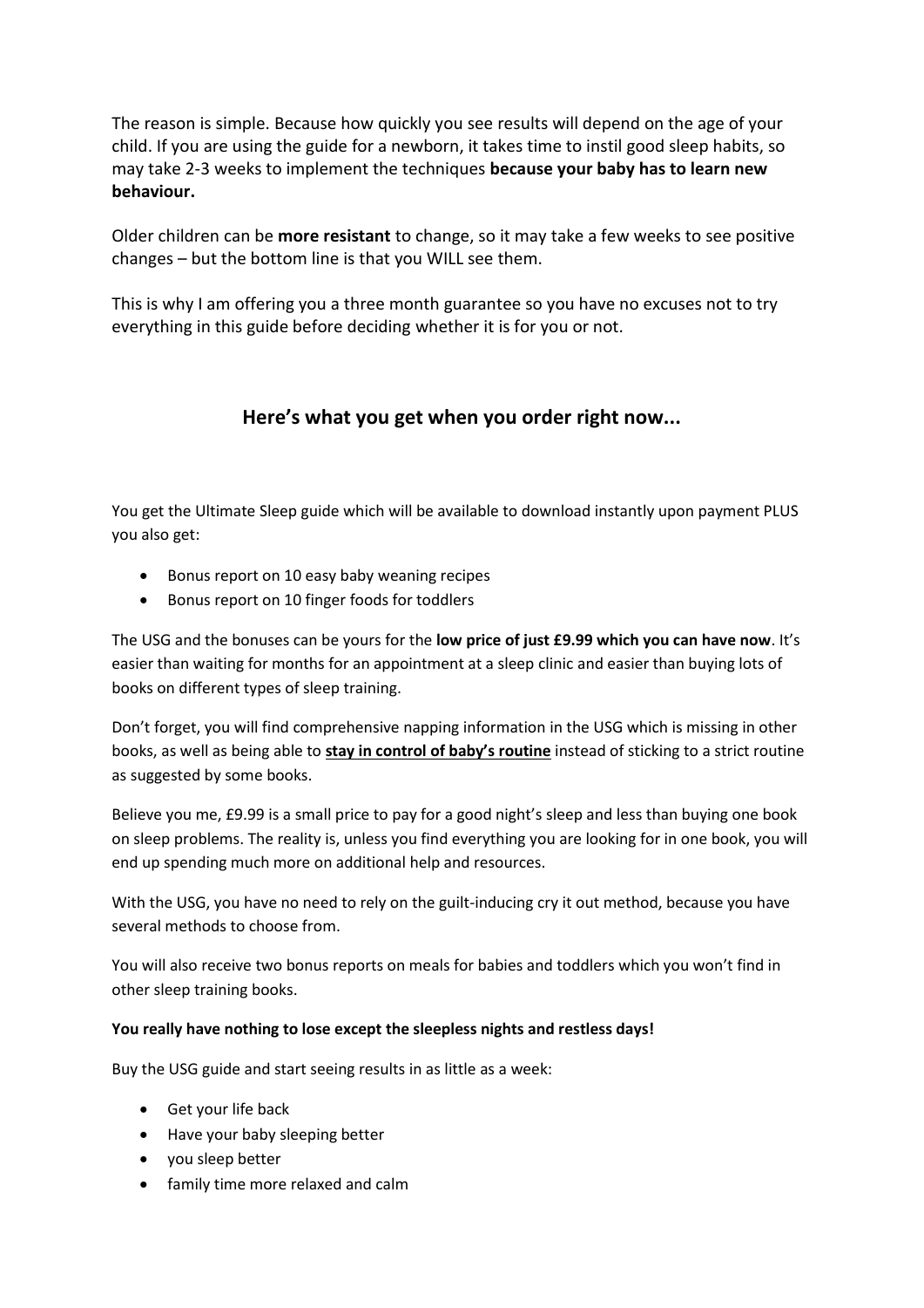The reason is simple. Because how quickly you see results will depend on the age of your child. If you are using the guide for a newborn, it takes time to instil good sleep habits, so may take 2-3 weeks to implement the techniques **because your baby has to learn new behaviour.**

Older children can be **more resistant** to change, so it may take a few weeks to see positive changes – but the bottom line is that you WILL see them.

This is why I am offering you a three month guarantee so you have no excuses not to try everything in this guide before deciding whether it is for you or not.

## Here's what you get when you order right now...

You get the Ultimate Sleep guide which will be available to download instantly upon payment PLUS you also get:

- Bonus report on 10 easy baby weaning recipes
- Bonus report on 10 finger foods for toddlers

The USG and the bonuses can be yours for the **low price of just £9.99 which you can have now**. It's easier than waiting for months for an appointment at a sleep clinic and easier than buying lots of books on different types of sleep training.

Don't forget, you will find comprehensive napping information in the USG which is missing in other books, as well as being able to **stay in control of baby's routine** instead of sticking to a strict routine as suggested by some books.

Believe you me, £9.99 is a small price to pay for a good night's sleep and less than buying one book on sleep problems. The reality is, unless you find everything you are looking for in one book, you will end up spending much more on additional help and resources.

With the USG, you have no need to rely on the guilt-inducing cry it out method, because you have several methods to choose from.

You will also receive two bonus reports on meals for babies and toddlers which you won't find in other sleep training books.

**You really have nothing to lose except the sleepless nights and restless days!**

Buy the USG guide and start seeing results in as little as a week:

- Get your life back
- Have your baby sleeping better
- you sleep better
- family time more relaxed and calm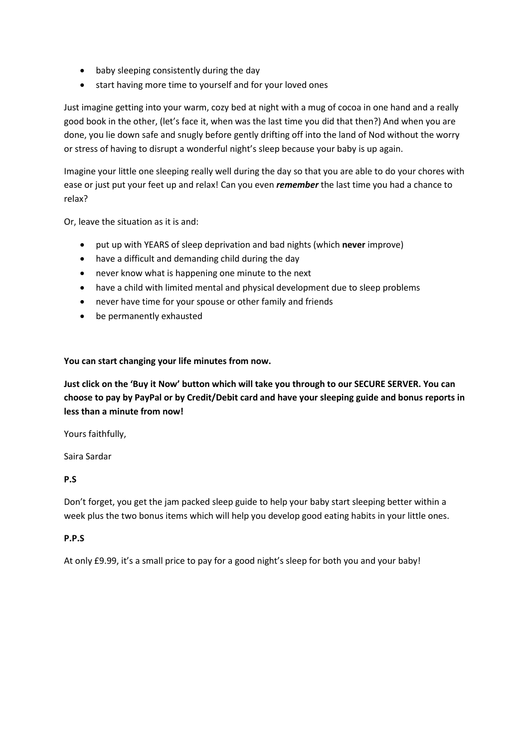- baby sleeping consistently during the day
- start having more time to yourself and for your loved ones

Just imagine getting into your warm, cozy bed at night with a mug of cocoa in one hand and a really good book in the other, (let's face it, when was the last time you did that then?) And when you are done, you lie down safe and snugly before gently drifting off into the land of Nod without the worry or stress of having to disrupt a wonderful night's sleep because your baby is up again.

Imagine your little one sleeping really well during the day so that you are able to do your chores with ease or just put your feet up and relax! Can you even ***remember*** the last time you had a chance to relax?

Or, leave the situation as it is and:

- put up with YEARS of sleep deprivation and bad nights (which **never** improve)
- have a difficult and demanding child during the day
- never know what is happening one minute to the next
- have a child with limited mental and physical development due to sleep problems
- never have time for your spouse or other family and friends
- be permanently exhausted

**You can start changing your life minutes from now.**

**Just click on the 'Buy it Now' button which will take you through to our SECURE SERVER. You can choose to pay by PayPal or by Credit/Debit card and have your sleeping guide and bonus reports in less than a minute from now!**

Yours faithfully,

Saira Sardar

**P.S**

Don't forget, you get the jam packed sleep guide to help your baby start sleeping better within a week plus the two bonus items which will help you develop good eating habits in your little ones.

**P.P.S**

At only £9.99, it's a small price to pay for a good night's sleep for both you and your baby!